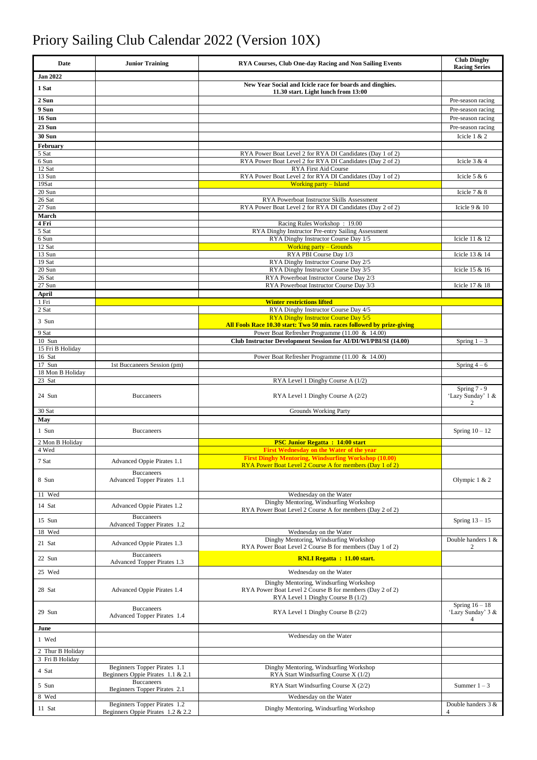# Priory Sailing Club Calendar 2022 (Version 10X)

| Date | Junior Training | RYA Courses, Club One-day Racing and Non Sailing Events | Club Dinghy Racing Series |
|---|---|---|---|
| **Jan 2022** | | | |
| **1 Sat** | | **New Year Social and Icicle race for boards and dinghies. 11.30 start. Light lunch from 13:00** | |
| **2 Sun** | | | Pre-season racing |
| **9 Sun** | | | Pre-season racing |
| **16 Sun** | | | Pre-season racing |
| **23 Sun** | | | Pre-season racing |
| **30 Sun** | | | Icicle 1 & 2 |
| **February** | | | |
| 5 Sat | | RYA Power Boat Level 2 for RYA DI Candidates (Day 1 of 2) | |
| 6 Sun | | RYA Power Boat Level 2 for RYA DI Candidates (Day 2 of 2) | Icicle 3 & 4 |
| 12 Sat | | RYA First Aid Course | |
| 13 Sun | | RYA Power Boat Level 2 for RYA DI Candidates (Day 1 of 2) | Icicle 5 & 6 |
| 19Sat | | Working party – Island | |
| 20 Sun | | | Icicle 7 & 8 |
| 26 Sat | | RYA Powerboat Instructor Skills Assessment | |
| 27 Sun | | RYA Power Boat Level 2 for RYA DI Candidates (Day 2 of 2) | Icicle 9 & 10 |
| **March** | | | |
| **4 Fri** | | Racing Rules Workshop : 19.00 | |
| 5 Sat | | RYA Dinghy Instructor Pre-entry Sailing Assessment | |
| 6 Sun | | RYA Dinghy Instructor Course Day 1/5 | Icicle 11 & 12 |
| 12 Sat | | Working party – Grounds | |
| 13 Sun | | RYA PBI Course Day 1/3 | Icicle 13 & 14 |
| 19 Sat | | RYA Dinghy Instructor Course Day 2/5 | |
| 20 Sun | | RYA Dinghy Instructor Course Day 3/5 | Icicle 15 & 16 |
| 26 Sat | | RYA Powerboat Instructor Course Day 2/3 | |
| 27 Sun | | RYA Powerboat Instructor Course Day 3/3 | Icicle 17 & 18 |
| **April** | | | |
| 1 Fri | **Winter restrictions lifted** | | |
| 2 Sat | | RYA Dinghy Instructor Course Day 4/5 | |
| 3 Sun | | RYA Dinghy Instructor Course Day 5/5 **All Fools Race 10.30 start: Two 50 min. races followed by prize-giving** | |
| 9 Sat | | Power Boat Refresher Programme (11.00 & 14.00) | |
| 10 Sun | | **Club Instructor Development Session for AI/DI/WI/PBI/SI (14.00)** | Spring 1 – 3 |
| 15 Fri B Holiday | | | |
| 16 Sat | | Power Boat Refresher Programme (11.00 & 14.00) | |
| 17 Sun | 1st Buccaneers Session (pm) | | Spring 4 – 6 |
| 18 Mon B Holiday | | | |
| 23 Sat | | RYA Level 1 Dinghy Course A (1/2) | |
| 24 Sun | Buccaneers | RYA Level 1 Dinghy Course A (2/2) | Spring 7 - 9 'Lazy Sunday' 1 & 2 |
| 30 Sat | | Grounds Working Party | |
| **May** | | | |
| 1 Sun | Buccaneers | | Spring 10 – 12 |
| 2 Mon B Holiday | | **PSC Junior Regatta : 14:00 start** | |
| 4 Wed | | **First Wednesday on the Water of the year** | |
| 7 Sat | Advanced Oppie Pirates 1.1 | **First Dinghy Mentoring, Windsurfing Workshop (10.00)** RYA Power Boat Level 2 Course A for members (Day 1 of 2) | |
| 8 Sun | Buccaneers Advanced Topper Pirates 1.1 | | Olympic 1 & 2 |
| 11 Wed | | Wednesday on the Water | |
| 14 Sat | Advanced Oppie Pirates 1.2 | Dinghy Mentoring, Windsurfing Workshop RYA Power Boat Level 2 Course A for members (Day 2 of 2) | |
| 15 Sun | Buccaneers Advanced Topper Pirates 1.2 | | Spring 13 – 15 |
| 18 Wed | | Wednesday on the Water | |
| 21 Sat | Advanced Oppie Pirates 1.3 | Dinghy Mentoring, Windsurfing Workshop RYA Power Boat Level 2 Course B for members (Day 1 of 2) | Double handers 1 & 2 |
| 22 Sun | Buccaneers Advanced Topper Pirates 1.3 | **RNLI Regatta : 11.00 start.** | |
| 25 Wed | | Wednesday on the Water | |
| 28 Sat | Advanced Oppie Pirates 1.4 | Dinghy Mentoring, Windsurfing Workshop RYA Power Boat Level 2 Course B for members (Day 2 of 2) RYA Level 1 Dinghy Course B (1/2) | |
| 29 Sun | Buccaneers Advanced Topper Pirates 1.4 | RYA Level 1 Dinghy Course B (2/2) | Spring 16 – 18 'Lazy Sunday' 3 & 4 |
| **June** | | | |
| 1 Wed | | Wednesday on the Water | |
| 2 Thur B Holiday | | | |
| 3 Fri B Holiday | | | |
| 4 Sat | Beginners Topper Pirates 1.1 Beginners Oppie Pirates 1.1 & 2.1 | Dinghy Mentoring, Windsurfing Workshop RYA Start Windsurfing Course X (1/2) | |
| 5 Sun | Buccaneers Beginners Topper Pirates 2.1 | RYA Start Windsurfing Course X (2/2) | Summer 1 – 3 |
| 8 Wed | | Wednesday on the Water | |
| 11 Sat | Beginners Topper Pirates 1.2 Beginners Oppie Pirates 1.2 & 2.2 | Dinghy Mentoring, Windsurfing Workshop | Double handers 3 & 4 |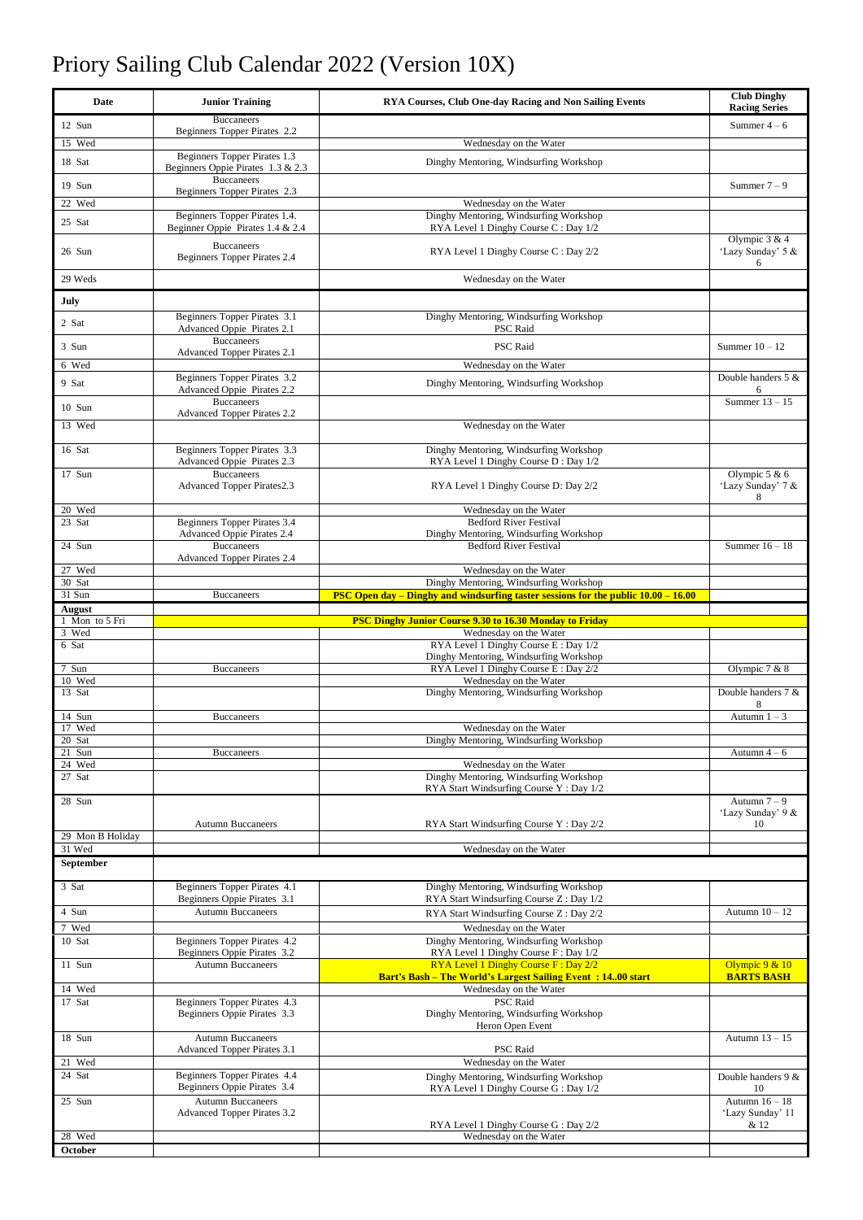# Priory Sailing Club Calendar 2022 (Version 10X)

| Date | Junior Training | RYA Courses, Club One-day Racing and Non Sailing Events | Club Dinghy Racing Series |
|---|---|---|---|
| 12 Sun | Buccaneers<br>Beginners Topper Pirates 2.2 | | Summer 4 – 6 |
| 15 Wed | | Wednesday on the Water | |
| 18 Sat | Beginners Topper Pirates 1.3<br>Beginners Oppie Pirates 1.3 & 2.3 | Dinghy Mentoring, Windsurfing Workshop | |
| 19 Sun | Buccaneers<br>Beginners Topper Pirates 2.3 | | Summer 7 – 9 |
| 22 Wed | | Wednesday on the Water | |
| 25 Sat | Beginners Topper Pirates 1.4.<br>Beginner Oppie Pirates 1.4 & 2.4 | Dinghy Mentoring, Windsurfing Workshop<br>RYA Level 1 Dinghy Course C : Day 1/2 | |
| 26 Sun | Buccaneers<br>Beginners Topper Pirates 2.4 | RYA Level 1 Dinghy Course C : Day 2/2 | Olympic 3 & 4<br>'Lazy Sunday' 5 & 6 |
| 29 Weds | | Wednesday on the Water | |
| **July** | | | |
| 2 Sat | Beginners Topper Pirates 3.1<br>Advanced Oppie Pirates 2.1 | Dinghy Mentoring, Windsurfing Workshop<br>PSC Raid | |
| 3 Sun | Buccaneers<br>Advanced Topper Pirates 2.1 | PSC Raid | Summer 10 – 12 |
| 6 Wed | | Wednesday on the Water | |
| 9 Sat | Beginners Topper Pirates 3.2<br>Advanced Oppie Pirates 2.2 | Dinghy Mentoring, Windsurfing Workshop | Double handers 5 & 6 |
| 10 Sun | Buccaneers<br>Advanced Topper Pirates 2.2 | | Summer 13 – 15 |
| 13 Wed | | Wednesday on the Water | |
| 16 Sat | Beginners Topper Pirates 3.3<br>Advanced Oppie Pirates 2.3 | Dinghy Mentoring, Windsurfing Workshop<br>RYA Level 1 Dinghy Course D : Day 1/2 | |
| 17 Sun | Buccaneers<br>Advanced Topper Pirates2.3 | RYA Level 1 Dinghy Course D: Day 2/2 | Olympic 5 & 6<br>'Lazy Sunday' 7 & 8 |
| 20 Wed | | Wednesday on the Water | |
| 23 Sat | Beginners Topper Pirates 3.4<br>Advanced Oppie Pirates 2.4 | Bedford River Festival<br>Dinghy Mentoring, Windsurfing Workshop | |
| 24 Sun | Buccaneers<br>Advanced Topper Pirates 2.4 | Bedford River Festival | Summer 16 – 18 |
| 27 Wed | | Wednesday on the Water | |
| 30 Sat | | Dinghy Mentoring, Windsurfing Workshop | |
| 31 Sun | Buccaneers | **PSC Open day – Dinghy and windsurfing taster sessions for the public 10.00 – 16.00** | |
| **August** | | | |
| 1 Mon to 5 Fri | | **PSC Dinghy Junior Course 9.30 to 16.30 Monday to Friday** | |
| 3 Wed | | Wednesday on the Water | |
| 6 Sat | | RYA Level 1 Dinghy Course E : Day 1/2<br>Dinghy Mentoring, Windsurfing Workshop | |
| 7 Sun | Buccaneers | RYA Level 1 Dinghy Course E : Day 2/2 | Olympic 7 & 8 |
| 10 Wed | | Wednesday on the Water | |
| 13 Sat | | Dinghy Mentoring, Windsurfing Workshop | Double handers 7 & 8 |
| 14 Sun | Buccaneers | | Autumn 1 – 3 |
| 17 Wed | | Wednesday on the Water | |
| 20 Sat | | Dinghy Mentoring, Windsurfing Workshop | |
| 21 Sun | Buccaneers | | Autumn 4 – 6 |
| 24 Wed | | Wednesday on the Water | |
| 27 Sat | | Dinghy Mentoring, Windsurfing Workshop<br>RYA Start Windsurfing Course Y : Day 1/2 | |
| 28 Sun | Autumn Buccaneers | RYA Start Windsurfing Course Y : Day 2/2 | Autumn 7 – 9<br>'Lazy Sunday' 9 & 10 |
| 29 Mon B Holiday | | | |
| 31 Wed | | Wednesday on the Water | |
| **September** | | | |
| 3 Sat | Beginners Topper Pirates 4.1<br>Beginners Oppie Pirates 3.1 | Dinghy Mentoring, Windsurfing Workshop<br>RYA Start Windsurfing Course Z : Day 1/2 | |
| 4 Sun | Autumn Buccaneers | RYA Start Windsurfing Course Z : Day 2/2 | Autumn 10 – 12 |
| 7 Wed | | Wednesday on the Water | |
| 10 Sat | Beginners Topper Pirates 4.2<br>Beginners Oppie Pirates 3.2 | Dinghy Mentoring, Windsurfing Workshop<br>RYA Level 1 Dinghy Course F : Day 1/2 | |
| 11 Sun | Autumn Buccaneers | RYA Level 1 Dinghy Course F : Day 2/2<br>**Bart's Bash – The World's Largest Sailing Event : 14..00 start** | Olympic 9 & 10<br>**BARTS BASH** |
| 14 Wed | | Wednesday on the Water | |
| 17 Sat | Beginners Topper Pirates 4.3<br>Beginners Oppie Pirates 3.3 | PSC Raid<br>Dinghy Mentoring, Windsurfing Workshop<br>Heron Open Event | |
| 18 Sun | Autumn Buccaneers<br>Advanced Topper Pirates 3.1 | PSC Raid | Autumn 13 – 15 |
| 21 Wed | | Wednesday on the Water | |
| 24 Sat | Beginners Topper Pirates 4.4<br>Beginners Oppie Pirates 3.4 | Dinghy Mentoring, Windsurfing Workshop<br>RYA Level 1 Dinghy Course G : Day 1/2 | Double handers 9 & 10 |
| 25 Sun | Autumn Buccaneers<br>Advanced Topper Pirates 3.2 | RYA Level 1 Dinghy Course G : Day 2/2 | Autumn 16 – 18<br>'Lazy Sunday' 11 & 12 |
| 28 Wed | | Wednesday on the Water | |
| **October** | | | |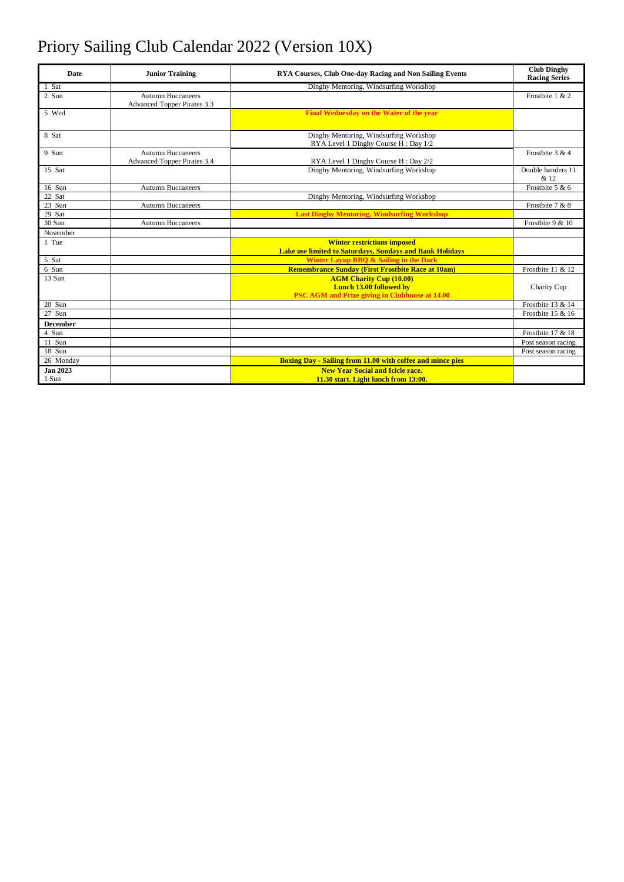# Priory Sailing Club Calendar 2022 (Version 10X)

| Date | Junior Training | RYA Courses, Club One-day Racing and Non Sailing Events | Club Dinghy Racing Series |
|---|---|---|---|
| 1 Sat | | Dinghy Mentoring, Windsurfing Workshop | |
| 2 Sun | Autumn Buccaneers<br>Advanced Topper Pirates 3.3 | | Frostbite 1 & 2 |
| 5 Wed | | **Final Wednesday on the Water of the year** | |
| 8 Sat | | Dinghy Mentoring, Windsurfing Workshop<br>RYA Level 1 Dinghy Course H : Day 1/2 | |
| 9 Sun | Autumn Buccaneers<br>Advanced Topper Pirates 3.4 | RYA Level 1 Dinghy Course H : Day 2/2 | Frostbite 3 & 4 |
| 15 Sat | | Dinghy Mentoring, Windsurfing Workshop | Double handers 11 & 12 |
| 16 Sun | Autumn Buccaneers | | Frostbite 5 & 6 |
| 22 Sat | | Dinghy Mentoring, Windsurfing Workshop | |
| 23 Sun | Autumn Buccaneers | | Frostbite 7 & 8 |
| 29 Sat | | **Last Dinghy Mentoring, Windsurfing Workshop** | |
| 30 Sun | Autumn Buccaneers | | Frostbite 9 & 10 |
| November | | | |
| 1 Tue | | **Winter restrictions imposed**<br>**Lake use limited to Saturdays, Sundays and Bank Holidays** | |
| 5 Sat | | **Winter Layup BBQ & Sailing in the Dark** | |
| 6 Sun | | **Remembrance Sunday (First Frostbite Race at 10am)** | Frostbite 11 & 12 |
| 13 Sun | | **AGM Charity Cup (10.00)**<br>**Lunch 13.00 followed by**<br>**PSC AGM and Prize giving in Clubhouse at 14.00** | Charity Cup |
| 20 Sun | | | Frostbite 13 & 14 |
| 27 Sun | | | Frostbite 15 & 16 |
| **December** | | | |
| 4 Sun | | | Frostbite 17 & 18 |
| 11 Sun | | | Post season racing |
| 18 Sun | | | Post season racing |
| 26 Monday | | **Boxing Day - Sailing from 11.00 with coffee and mince pies** | |
| **Jan 2023**<br>1 Sun | | **New Year Social and Icicle race.**<br>**11.30 start. Light lunch from 13:00.** | |